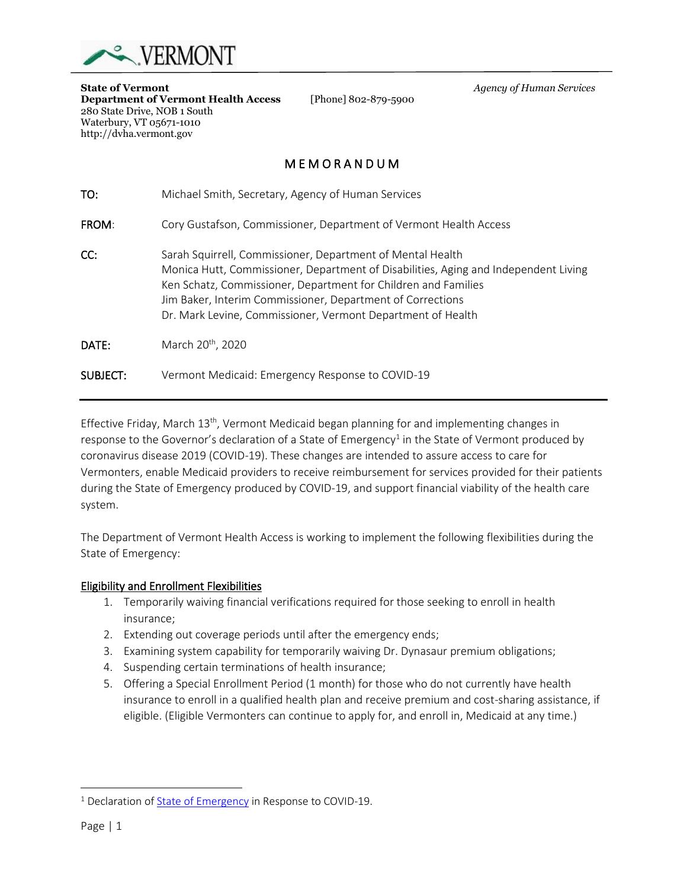VERMONT

**State of Vermont**
**Department of Vermont Health Access**
280 State Drive, NOB 1 South
Waterbury, VT 05671-1010
http://dvha.vermont.gov

[Phone] 802-879-5900

*Agency of Human Services*

# MEMORANDUM

**TO:** Michael Smith, Secretary, Agency of Human Services

**FROM:** Cory Gustafson, Commissioner, Department of Vermont Health Access

**CC:** Sarah Squirrell, Commissioner, Department of Mental Health
Monica Hutt, Commissioner, Department of Disabilities, Aging and Independent Living
Ken Schatz, Commissioner, Department for Children and Families
Jim Baker, Interim Commissioner, Department of Corrections
Dr. Mark Levine, Commissioner, Vermont Department of Health

**DATE:** March 20th, 2020

**SUBJECT:** Vermont Medicaid: Emergency Response to COVID-19

---

Effective Friday, March 13th, Vermont Medicaid began planning for and implementing changes in response to the Governor's declaration of a State of Emergency[1] in the State of Vermont produced by coronavirus disease 2019 (COVID-19). These changes are intended to assure access to care for Vermonters, enable Medicaid providers to receive reimbursement for services provided for their patients during the State of Emergency produced by COVID-19, and support financial viability of the health care system.

The Department of Vermont Health Access is working to implement the following flexibilities during the State of Emergency:

## Eligibility and Enrollment Flexibilities

1. Temporarily waiving financial verifications required for those seeking to enroll in health insurance;
2. Extending out coverage periods until after the emergency ends;
3. Examining system capability for temporarily waiving Dr. Dynasaur premium obligations;
4. Suspending certain terminations of health insurance;
5. Offering a Special Enrollment Period (1 month) for those who do not currently have health insurance to enroll in a qualified health plan and receive premium and cost-sharing assistance, if eligible. (Eligible Vermonters can continue to apply for, and enroll in, Medicaid at any time.)

---

[1] Declaration of State of Emergency in Response to COVID-19.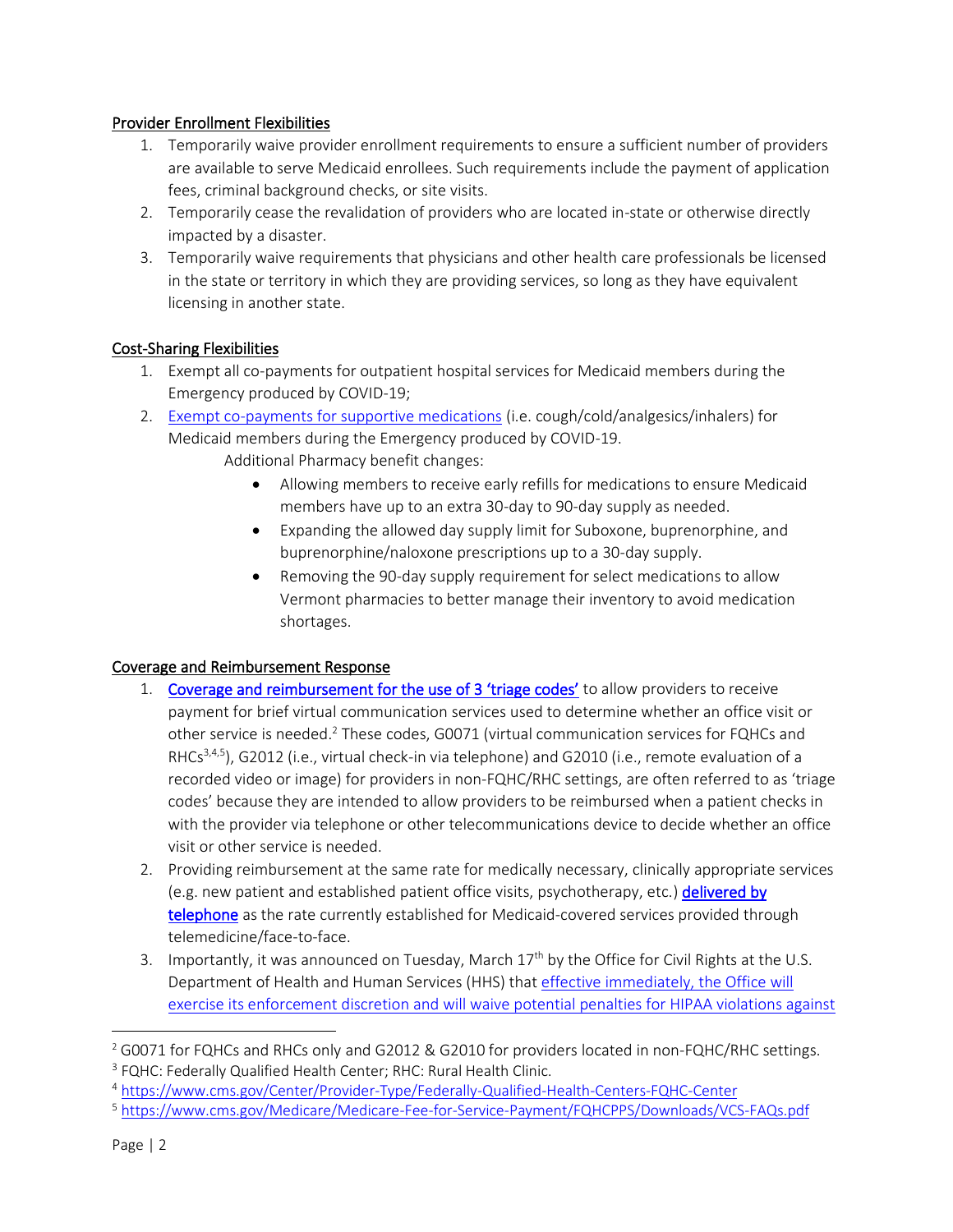## Provider Enrollment Flexibilities

1. Temporarily waive provider enrollment requirements to ensure a sufficient number of providers are available to serve Medicaid enrollees. Such requirements include the payment of application fees, criminal background checks, or site visits.
2. Temporarily cease the revalidation of providers who are located in-state or otherwise directly impacted by a disaster.
3. Temporarily waive requirements that physicians and other health care professionals be licensed in the state or territory in which they are providing services, so long as they have equivalent licensing in another state.

## Cost-Sharing Flexibilities

1. Exempt all co-payments for outpatient hospital services for Medicaid members during the Emergency produced by COVID-19;
2. Exempt co-payments for supportive medications (i.e. cough/cold/analgesics/inhalers) for Medicaid members during the Emergency produced by COVID-19.

   Additional Pharmacy benefit changes:

   - Allowing members to receive early refills for medications to ensure Medicaid members have up to an extra 30-day to 90-day supply as needed.
   - Expanding the allowed day supply limit for Suboxone, buprenorphine, and buprenorphine/naloxone prescriptions up to a 30-day supply.
   - Removing the 90-day supply requirement for select medications to allow Vermont pharmacies to better manage their inventory to avoid medication shortages.

## Coverage and Reimbursement Response

1. **Coverage and reimbursement for the use of 3 'triage codes'** to allow providers to receive payment for brief virtual communication services used to determine whether an office visit or other service is needed.[2] These codes, G0071 (virtual communication services for FQHCs and RHCs[3,4,5]), G2012 (i.e., virtual check-in via telephone) and G2010 (i.e., remote evaluation of a recorded video or image) for providers in non-FQHC/RHC settings, are often referred to as 'triage codes' because they are intended to allow providers to be reimbursed when a patient checks in with the provider via telephone or other telecommunications device to decide whether an office visit or other service is needed.
2. Providing reimbursement at the same rate for medically necessary, clinically appropriate services (e.g. new patient and established patient office visits, psychotherapy, etc.) **delivered by telephone** as the rate currently established for Medicaid-covered services provided through telemedicine/face-to-face.
3. Importantly, it was announced on Tuesday, March 17th by the Office for Civil Rights at the U.S. Department of Health and Human Services (HHS) that effective immediately, the Office will exercise its enforcement discretion and will waive potential penalties for HIPAA violations against

---

[2] G0071 for FQHCs and RHCs only and G2012 & G2010 for providers located in non-FQHC/RHC settings.

[3] FQHC: Federally Qualified Health Center; RHC: Rural Health Clinic.

[4] https://www.cms.gov/Center/Provider-Type/Federally-Qualified-Health-Centers-FQHC-Center

[5] https://www.cms.gov/Medicare/Medicare-Fee-for-Service-Payment/FQHCPPS/Downloads/VCS-FAQs.pdf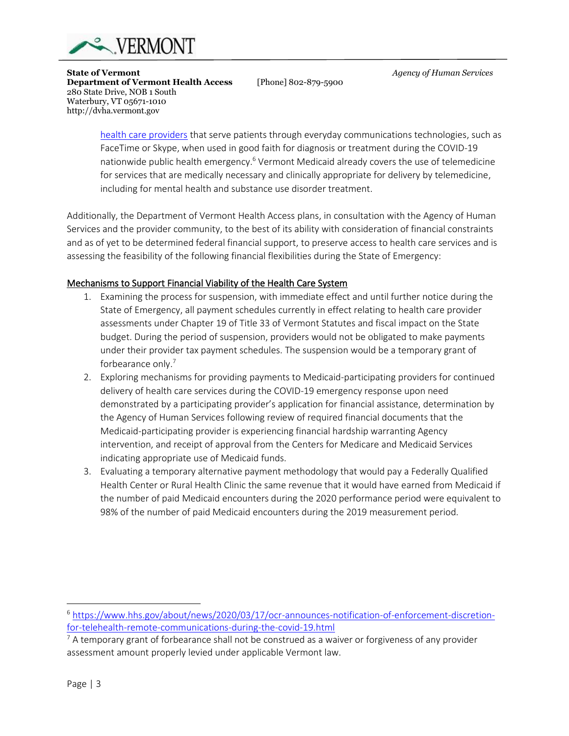health care providers that serve patients through everyday communications technologies, such as FaceTime or Skype, when used in good faith for diagnosis or treatment during the COVID-19 nationwide public health emergency.[6] Vermont Medicaid already covers the use of telemedicine for services that are medically necessary and clinically appropriate for delivery by telemedicine, including for mental health and substance use disorder treatment.

Additionally, the Department of Vermont Health Access plans, in consultation with the Agency of Human Services and the provider community, to the best of its ability with consideration of financial constraints and as of yet to be determined federal financial support, to preserve access to health care services and is assessing the feasibility of the following financial flexibilities during the State of Emergency:

## Mechanisms to Support Financial Viability of the Health Care System

1. Examining the process for suspension, with immediate effect and until further notice during the State of Emergency, all payment schedules currently in effect relating to health care provider assessments under Chapter 19 of Title 33 of Vermont Statutes and fiscal impact on the State budget. During the period of suspension, providers would not be obligated to make payments under their provider tax payment schedules. The suspension would be a temporary grant of forbearance only.[7]
2. Exploring mechanisms for providing payments to Medicaid-participating providers for continued delivery of health care services during the COVID-19 emergency response upon need demonstrated by a participating provider's application for financial assistance, determination by the Agency of Human Services following review of required financial documents that the Medicaid-participating provider is experiencing financial hardship warranting Agency intervention, and receipt of approval from the Centers for Medicare and Medicaid Services indicating appropriate use of Medicaid funds.
3. Evaluating a temporary alternative payment methodology that would pay a Federally Qualified Health Center or Rural Health Clinic the same revenue that it would have earned from Medicaid if the number of paid Medicaid encounters during the 2020 performance period were equivalent to 98% of the number of paid Medicaid encounters during the 2019 measurement period.

---

[6] https://www.hhs.gov/about/news/2020/03/17/ocr-announces-notification-of-enforcement-discretion-for-telehealth-remote-communications-during-the-covid-19.html

[7] A temporary grant of forbearance shall not be construed as a waiver or forgiveness of any provider assessment amount properly levied under applicable Vermont law.